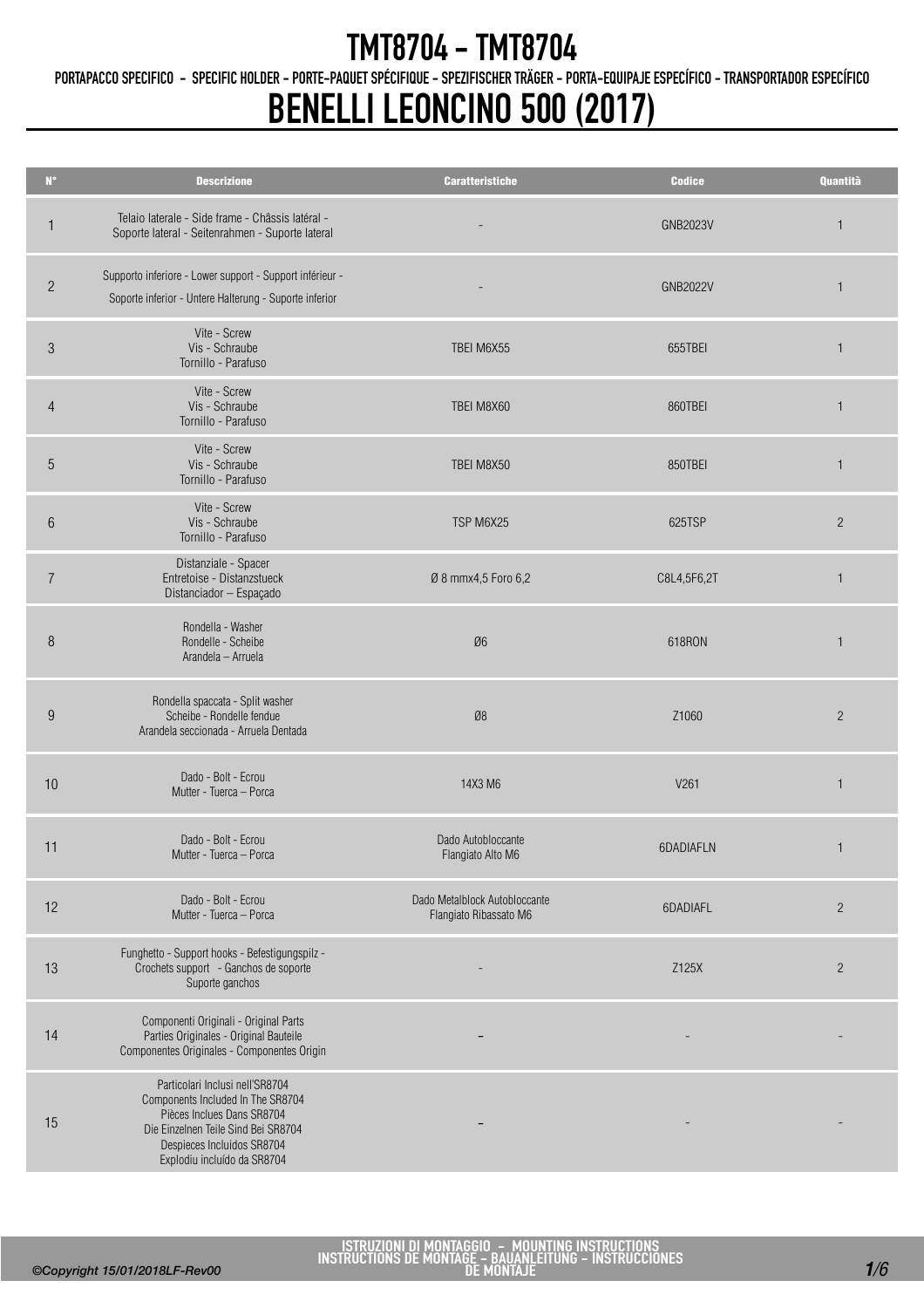# TMT8704 - TMT8704

PORTAPACCO SPECIFICO - SPECIFIC HOLDER - PORTE-PAQUET SPÉCIFIQUE - SPEZIFISCHER TRÄGER - PORTA-EQUIPAJE ESPECÍFICO - TRANSPORTADOR ESPECÍFICO

# BENELLI LEONCINO 500 (2017)

| N° | Descrizione | Caratteristiche | Codice | Quantità |
|---|---|---|---|---|
| 1 | Telaio laterale - Side frame - Châssis latéral - Soporte lateral - Seitenrahmen - Suporte lateral | - | GNB2023V | 1 |
| 2 | Supporto inferiore - Lower support - Support inférieur - Soporte inferior - Untere Halterung - Suporte inferior | - | GNB2022V | 1 |
| 3 | Vite - Screw Vis - Schraube Tornillo - Parafuso | TBEI M6X55 | 655TBEI | 1 |
| 4 | Vite - Screw Vis - Schraube Tornillo - Parafuso | TBEI M8X60 | 860TBEI | 1 |
| 5 | Vite - Screw Vis - Schraube Tornillo - Parafuso | TBEI M8X50 | 850TBEI | 1 |
| 6 | Vite - Screw Vis - Schraube Tornillo - Parafuso | TSP M6X25 | 625TSP | 2 |
| 7 | Distanziale - Spacer Entretoise - Distanzstueck Distanciador – Espaçado | Ø 8 mmx4,5 Foro 6,2 | C8L4,5F6,2T | 1 |
| 8 | Rondella - Washer Rondelle - Scheibe Arandela – Arruela | Ø6 | 618RON | 1 |
| 9 | Rondella spaccata - Split washer Scheibe - Rondelle fendue Arandela seccionada - Arruela Dentada | Ø8 | Z1060 | 2 |
| 10 | Dado - Bolt - Ecrou Mutter - Tuerca – Porca | 14X3 M6 | V261 | 1 |
| 11 | Dado - Bolt - Ecrou Mutter - Tuerca – Porca | Dado Autobloccante Flangiato Alto M6 | 6DADIAFLN | 1 |
| 12 | Dado - Bolt - Ecrou Mutter - Tuerca – Porca | Dado Metalblock Autobloccante Flangiato Ribassato M6 | 6DADIAFL | 2 |
| 13 | Funghetto - Support hooks - Befestigungspilz - Crochets support - Ganchos de soporte Suporte ganchos | - | Z125X | 2 |
| 14 | Componenti Originali - Original Parts Parties Originales - Original Bauteile Componentes Originales - Componentes Origin | – | - | - |
| 15 | Particolari Inclusi nell'SR8704 Components Included In The SR8704 Pièces Inclues Dans SR8704 Die Einzelnen Teile Sind Bei SR8704 Despieces Incluidos SR8704 Explodiu incluído da SR8704 | – | - | - |

ISTRUZIONI DI MONTAGGIO - MOUNTING INSTRUCTIONS
INSTRUCTIONS DE MONTAGE - BAUANLEITUNG - INSTRUCCIONES DE MONTAJE

©Copyright 15/01/2018LF-Rev00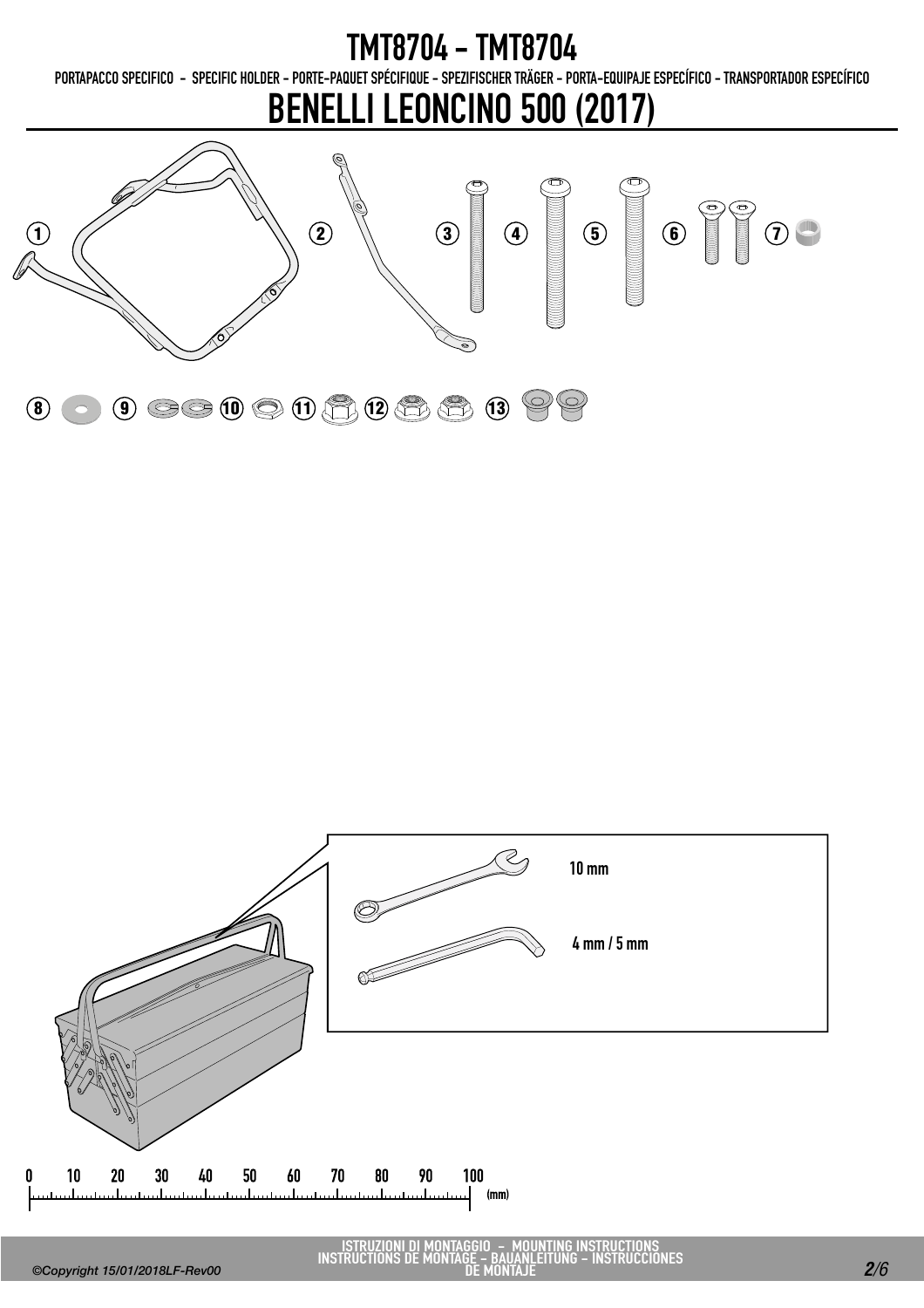# TMT8704 - TMT8704

PORTAPACCO SPECIFICO - SPECIFIC HOLDER - PORTE-PAQUET SPÉCIFIQUE - SPEZIFISCHER TRÄGER - PORTA-EQUIPAJE ESPECÍFICO - TRANSPORTADOR ESPECÍFICO

# BENELLI LEONCINO 500 (2017)

1 2 3 4 5 6 7

8 9 10 11 12 13

10 mm

4 mm / 5 mm

0 10 20 30 40 50 60 70 80 90 100 (mm)

ISTRUZIONI DI MONTAGGIO - MOUNTING INSTRUCTIONS
INSTRUCTIONS DE MONTAGE - BAUANLEITUNG - INSTRUCCIONES DE MONTAJE

*©Copyright 15/01/2018LF-Rev00*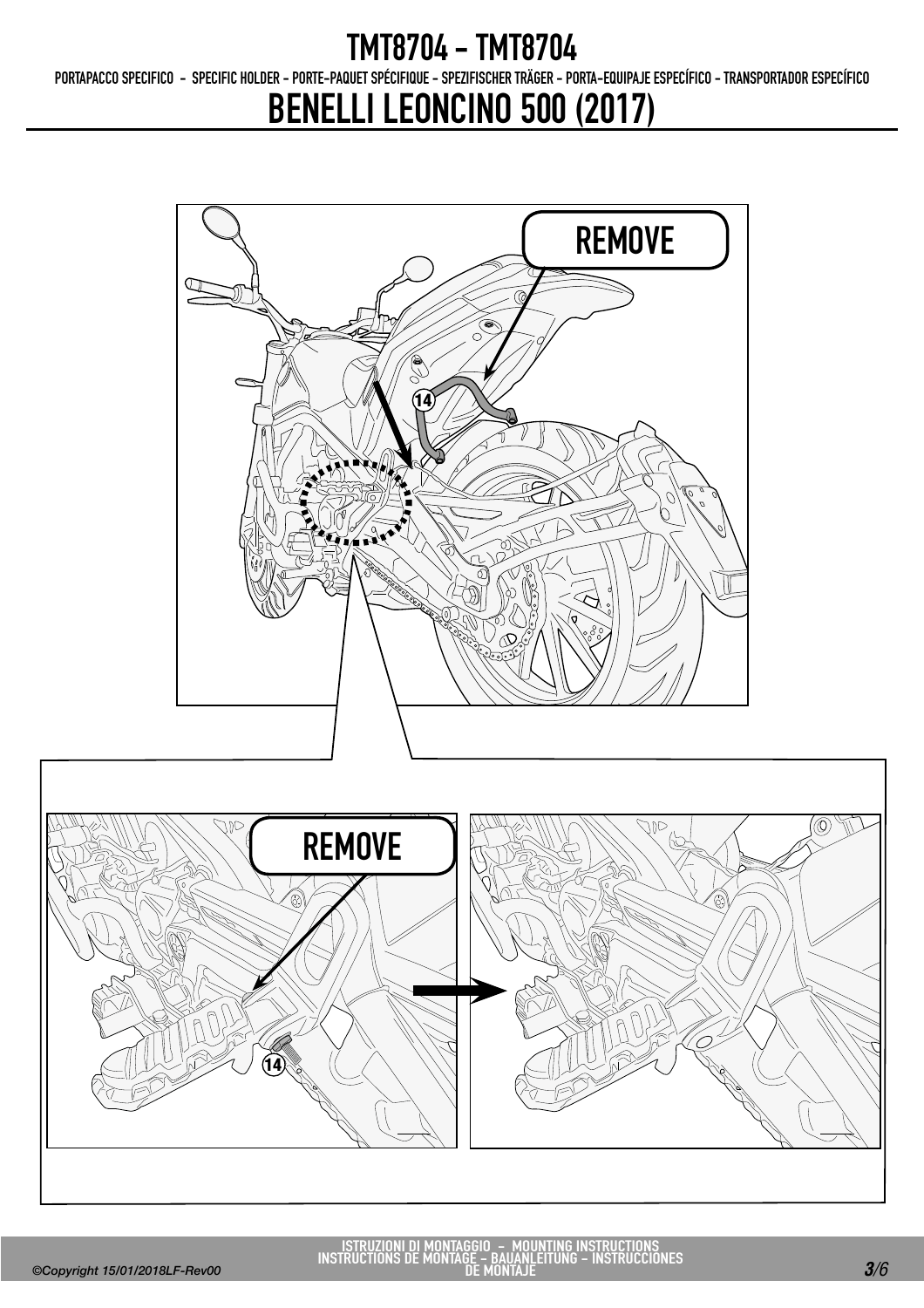# TMT8704 - TMT8704

PORTAPACCO SPECIFICO - SPECIFIC HOLDER - PORTE-PAQUET SPÉCIFIQUE - SPEZIFISCHER TRÄGER - PORTA-EQUIPAJE ESPECÍFICO - TRANSPORTADOR ESPECÍFICO

# BENELLI LEONCINO 500 (2017)

REMOVE

14

REMOVE

14

ISTRUZIONI DI MONTAGGIO - MOUNTING INSTRUCTIONS
INSTRUCTIONS DE MONTAGE - BAUANLEITUNG - INSTRUCCIONES DE MONTAJE

©Copyright 15/01/2018LF-Rev00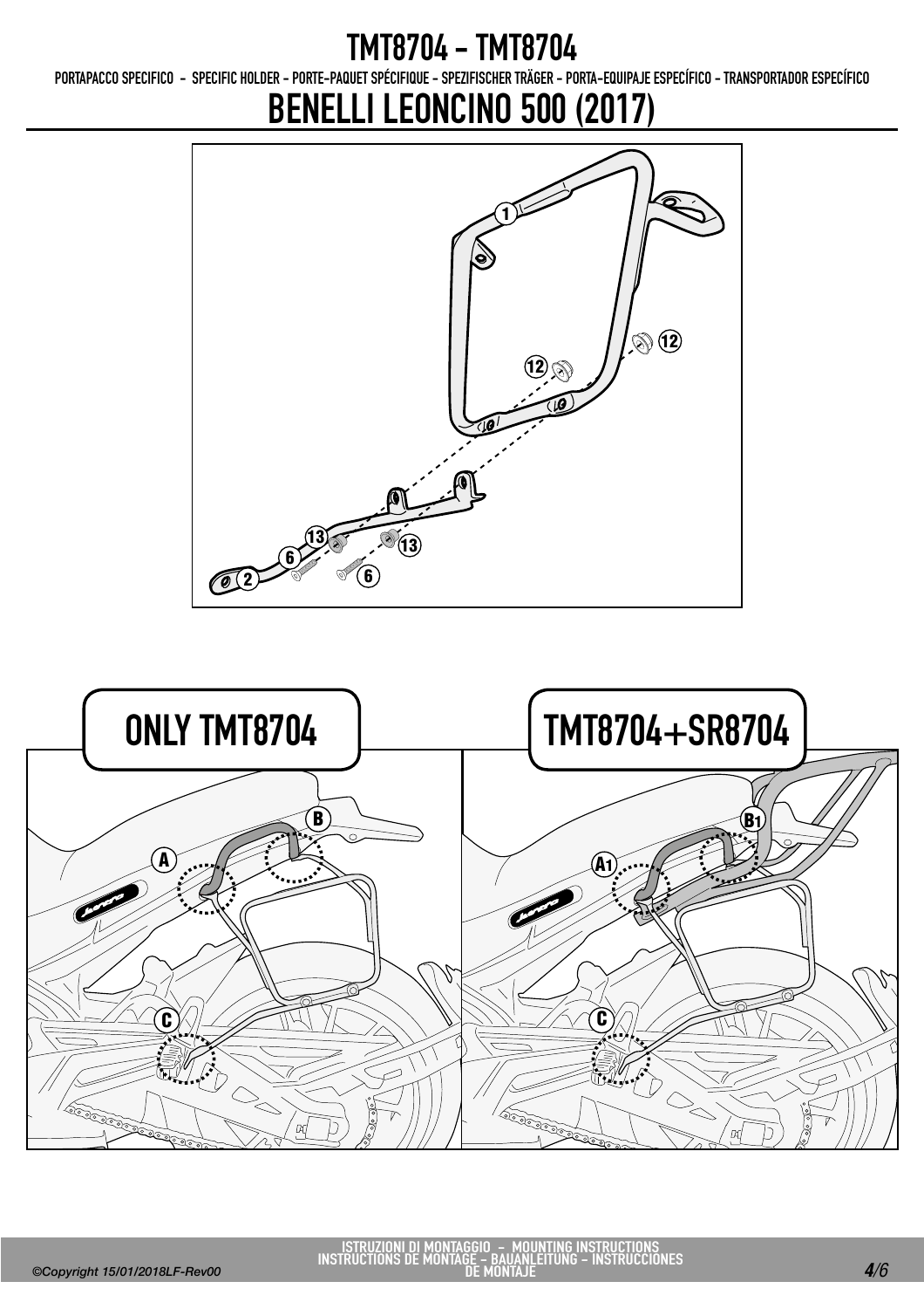# TMT8704 - TMT8704

PORTAPACCO SPECIFICO - SPECIFIC HOLDER - PORTE-PAQUET SPÉCIFIQUE - SPEZIFISCHER TRÄGER - PORTA-EQUIPAJE ESPECÍFICO - TRANSPORTADOR ESPECÍFICO

# BENELLI LEONCINO 500 (2017)

1

12

12

13

13

6

6

2

ONLY TMT8704

TMT8704+SR8704

A

B

C

A1

B1

C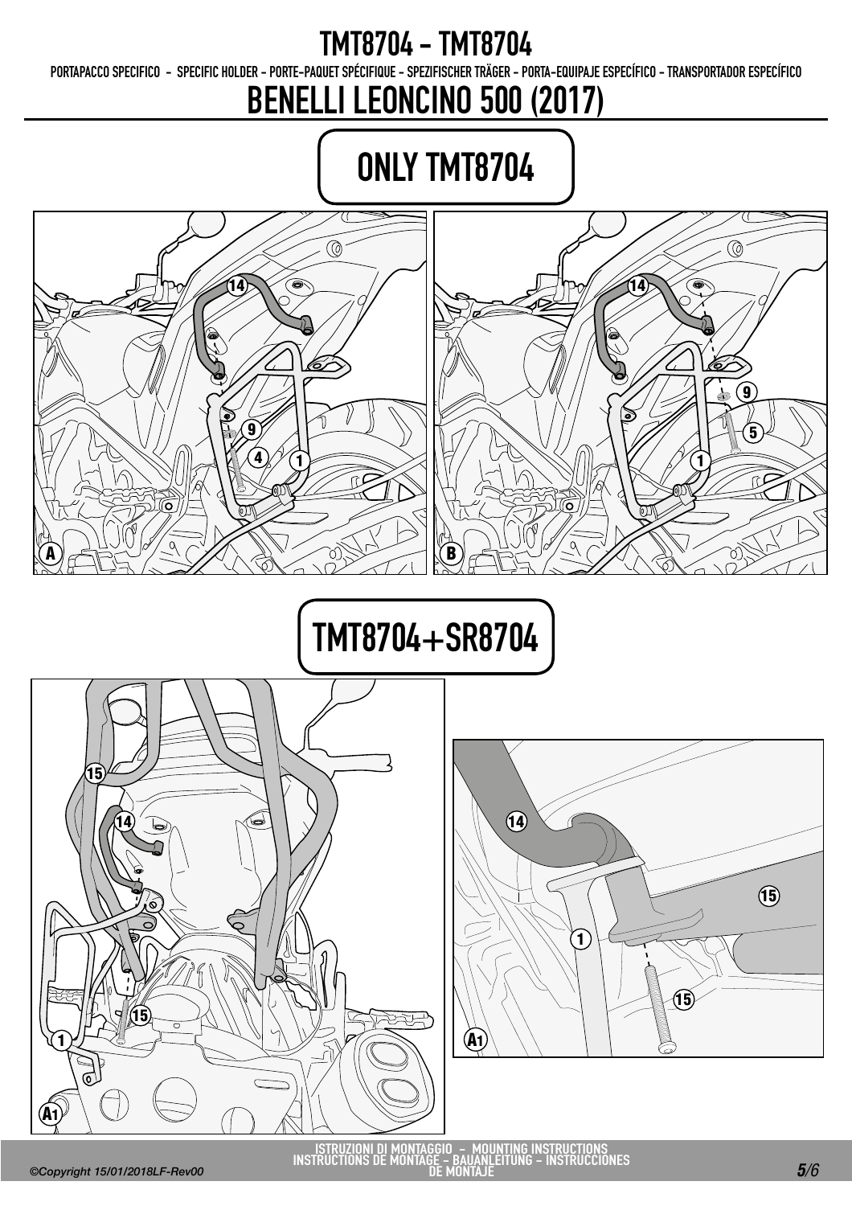# TMT8704 - TMT8704

PORTAPACCO SPECIFICO - SPECIFIC HOLDER - PORTE-PAQUET SPÉCIFIQUE - SPEZIFISCHER TRÄGER - PORTA-EQUIPAJE ESPECÍFICO - TRANSPORTADOR ESPECÍFICO

# BENELLI LEONCINO 500 (2017)

## ONLY TMT8704

14, 9, 4, 1, A

14, 9, 5, 1, B

## TMT8704+SR8704

15, 14, 15, 1, A1

14, 15, 1, 15, A1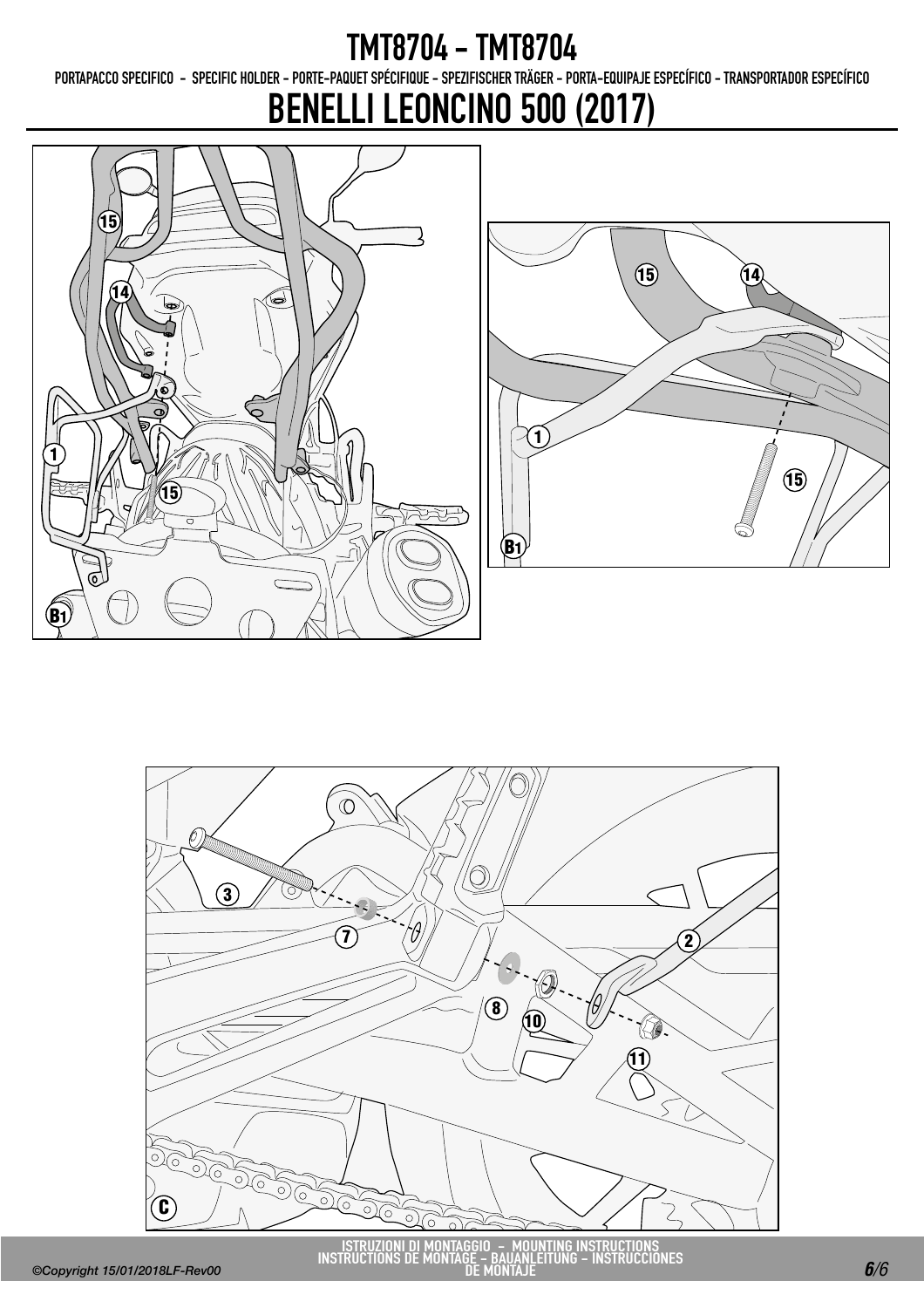# TMT8704 - TMT8704

PORTAPACCO SPECIFICO - SPECIFIC HOLDER - PORTE-PAQUET SPÉCIFIQUE - SPEZIFISCHER TRÄGER - PORTA-EQUIPAJE ESPECÍFICO - TRANSPORTADOR ESPECÍFICO

# BENELLI LEONCINO 500 (2017)

15
14
1
15
B1

15
14
1
15
B1

3
7
8
10
2
11
C

ISTRUZIONI DI MONTAGGIO - MOUNTING INSTRUCTIONS
INSTRUCTIONS DE MONTAGE - BAUANLEITUNG - INSTRUCCIONES DE MONTAJE

©Copyright 15/01/2018LF-Rev00